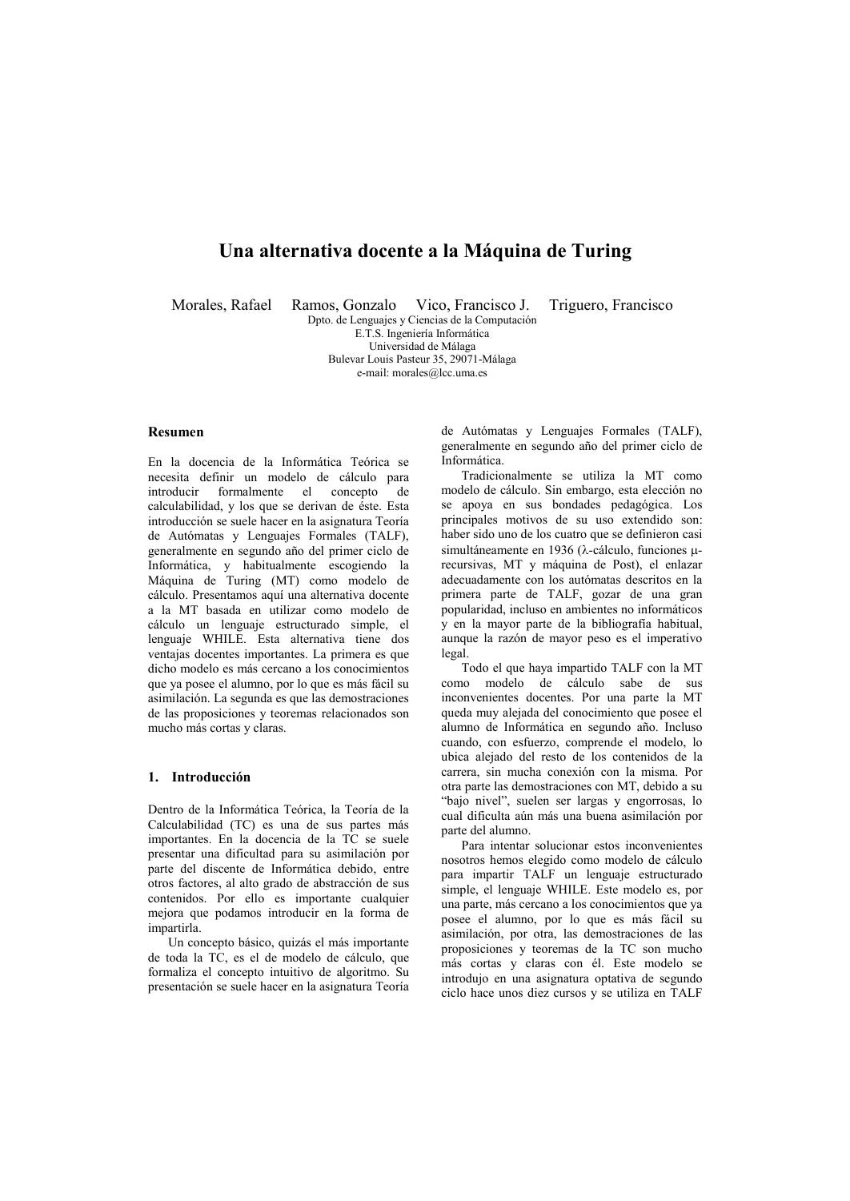# Una alternativa docente a la Máquina de Turing

Morales, Rafael Ramos, Gonzalo Vico, Francisco J. Triguero, Francisco

Dpto. de Lenguajes y Ciencias de la Computación
E.T.S. Ingeniería Informática
Universidad de Málaga
Bulevar Louis Pasteur 35, 29071-Málaga
e-mail: morales@lcc.uma.es

### Resumen

En la docencia de la Informática Teórica se necesita definir un modelo de cálculo para introducir formalmente el concepto de calculabilidad, y los que se derivan de éste. Esta introducción se suele hacer en la asignatura Teoría de Autómatas y Lenguajes Formales (TALF), generalmente en segundo año del primer ciclo de Informática, y habitualmente escogiendo la Máquina de Turing (MT) como modelo de cálculo. Presentamos aquí una alternativa docente a la MT basada en utilizar como modelo de cálculo un lenguaje estructurado simple, el lenguaje WHILE. Esta alternativa tiene dos ventajas docentes importantes. La primera es que dicho modelo es más cercano a los conocimientos que ya posee el alumno, por lo que es más fácil su asimilación. La segunda es que las demostraciones de las proposiciones y teoremas relacionados son mucho más cortas y claras.

## 1. Introducción

Dentro de la Informática Teórica, la Teoría de la Calculabilidad (TC) es una de sus partes más importantes. En la docencia de la TC se suele presentar una dificultad para su asimilación por parte del discente de Informática debido, entre otros factores, al alto grado de abstracción de sus contenidos. Por ello es importante cualquier mejora que podamos introducir en la forma de impartirla.

Un concepto básico, quizás el más importante de toda la TC, es el de modelo de cálculo, que formaliza el concepto intuitivo de algoritmo. Su presentación se suele hacer en la asignatura Teoría de Autómatas y Lenguajes Formales (TALF), generalmente en segundo año del primer ciclo de Informática.

Tradicionalmente se utiliza la MT como modelo de cálculo. Sin embargo, esta elección no se apoya en sus bondades pedagógica. Los principales motivos de su uso extendido son: haber sido uno de los cuatro que se definieron casi simultáneamente en 1936 (λ-cálculo, funciones μ-recursivas, MT y máquina de Post), el enlazar adecuadamente con los autómatas descritos en la primera parte de TALF, gozar de una gran popularidad, incluso en ambientes no informáticos y en la mayor parte de la bibliografía habitual, aunque la razón de mayor peso es el imperativo legal.

Todo el que haya impartido TALF con la MT como modelo de cálculo sabe de sus inconvenientes docentes. Por una parte la MT queda muy alejada del conocimiento que posee el alumno de Informática en segundo año. Incluso cuando, con esfuerzo, comprende el modelo, lo ubica alejado del resto de los contenidos de la carrera, sin mucha conexión con la misma. Por otra parte las demostraciones con MT, debido a su "bajo nivel", suelen ser largas y engorrosas, lo cual dificulta aún más una buena asimilación por parte del alumno.

Para intentar solucionar estos inconvenientes nosotros hemos elegido como modelo de cálculo para impartir TALF un lenguaje estructurado simple, el lenguaje WHILE. Este modelo es, por una parte, más cercano a los conocimientos que ya posee el alumno, por lo que es más fácil su asimilación, por otra, las demostraciones de las proposiciones y teoremas de la TC son mucho más cortas y claras con él. Este modelo se introdujo en una asignatura optativa de segundo ciclo hace unos diez cursos y se utiliza en TALF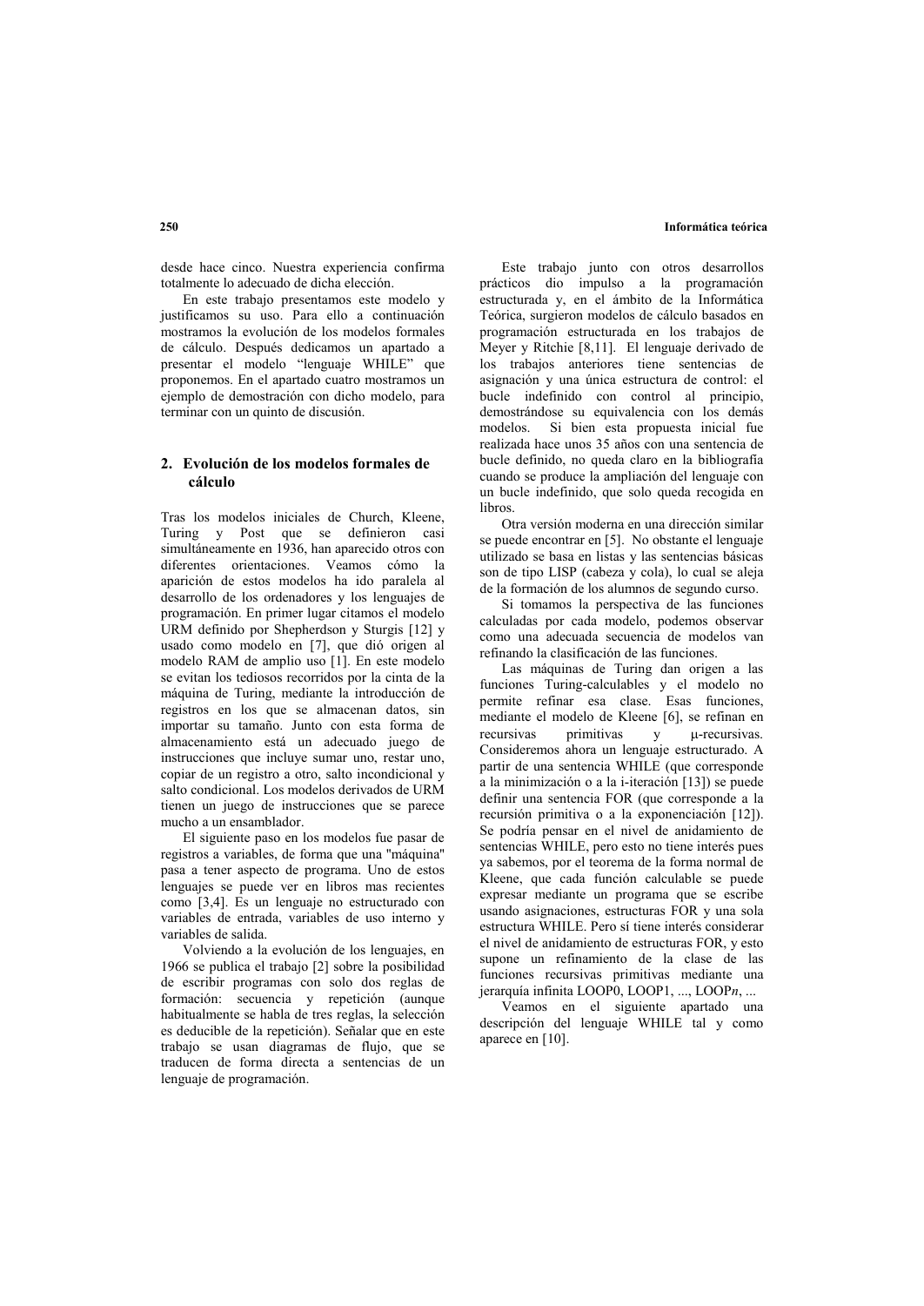desde hace cinco. Nuestra experiencia confirma totalmente lo adecuado de dicha elección.

En este trabajo presentamos este modelo y justificamos su uso. Para ello a continuación mostramos la evolución de los modelos formales de cálculo. Después dedicamos un apartado a presentar el modelo "lenguaje WHILE" que proponemos. En el apartado cuatro mostramos un ejemplo de demostración con dicho modelo, para terminar con un quinto de discusión.

## 2. Evolución de los modelos formales de cálculo

Tras los modelos iniciales de Church, Kleene, Turing y Post que se definieron casi simultáneamente en 1936, han aparecido otros con diferentes orientaciones. Veamos cómo la aparición de estos modelos ha ido paralela al desarrollo de los ordenadores y los lenguajes de programación. En primer lugar citamos el modelo URM definido por Shepherdson y Sturgis [12] y usado como modelo en [7], que dió origen al modelo RAM de amplio uso [1]. En este modelo se evitan los tediosos recorridos por la cinta de la máquina de Turing, mediante la introducción de registros en los que se almacenan datos, sin importar su tamaño. Junto con esta forma de almacenamiento está un adecuado juego de instrucciones que incluye sumar uno, restar uno, copiar de un registro a otro, salto incondicional y salto condicional. Los modelos derivados de URM tienen un juego de instrucciones que se parece mucho a un ensamblador.

El siguiente paso en los modelos fue pasar de registros a variables, de forma que una "máquina" pasa a tener aspecto de programa. Uno de estos lenguajes se puede ver en libros mas recientes como [3,4]. Es un lenguaje no estructurado con variables de entrada, variables de uso interno y variables de salida.

Volviendo a la evolución de los lenguajes, en 1966 se publica el trabajo [2] sobre la posibilidad de escribir programas con solo dos reglas de formación: secuencia y repetición (aunque habitualmente se habla de tres reglas, la selección es deducible de la repetición). Señalar que en este trabajo se usan diagramas de flujo, que se traducen de forma directa a sentencias de un lenguaje de programación.

Este trabajo junto con otros desarrollos prácticos dio impulso a la programación estructurada y, en el ámbito de la Informática Teórica, surgieron modelos de cálculo basados en programación estructurada en los trabajos de Meyer y Ritchie [8,11]. El lenguaje derivado de los trabajos anteriores tiene sentencias de asignación y una única estructura de control: el bucle indefinido con control al principio, demostrándose su equivalencia con los demás modelos. Si bien esta propuesta inicial fue realizada hace unos 35 años con una sentencia de bucle definido, no queda claro en la bibliografía cuando se produce la ampliación del lenguaje con un bucle indefinido, que solo queda recogida en libros.

Otra versión moderna en una dirección similar se puede encontrar en [5]. No obstante el lenguaje utilizado se basa en listas y las sentencias básicas son de tipo LISP (cabeza y cola), lo cual se aleja de la formación de los alumnos de segundo curso.

Si tomamos la perspectiva de las funciones calculadas por cada modelo, podemos observar como una adecuada secuencia de modelos van refinando la clasificación de las funciones.

Las máquinas de Turing dan origen a las funciones Turing-calculables y el modelo no permite refinar esa clase. Esas funciones, mediante el modelo de Kleene [6], se refinan en recursivas primitivas y $\mu$-recursivas. Consideremos ahora un lenguaje estructurado. A partir de una sentencia WHILE (que corresponde a la minimización o a la i-iteración [13]) se puede definir una sentencia FOR (que corresponde a la recursión primitiva o a la exponenciación [12]). Se podría pensar en el nivel de anidamiento de sentencias WHILE, pero esto no tiene interés pues ya sabemos, por el teorema de la forma normal de Kleene, que cada función calculable se puede expresar mediante un programa que se escribe usando asignaciones, estructuras FOR y una sola estructura WHILE. Pero sí tiene interés considerar el nivel de anidamiento de estructuras FOR, y esto supone un refinamiento de la clase de las funciones recursivas primitivas mediante una jerarquía infinita LOOP0, LOOP1, ..., LOOP*n*, ...

Veamos en el siguiente apartado una descripción del lenguaje WHILE tal y como aparece en [10].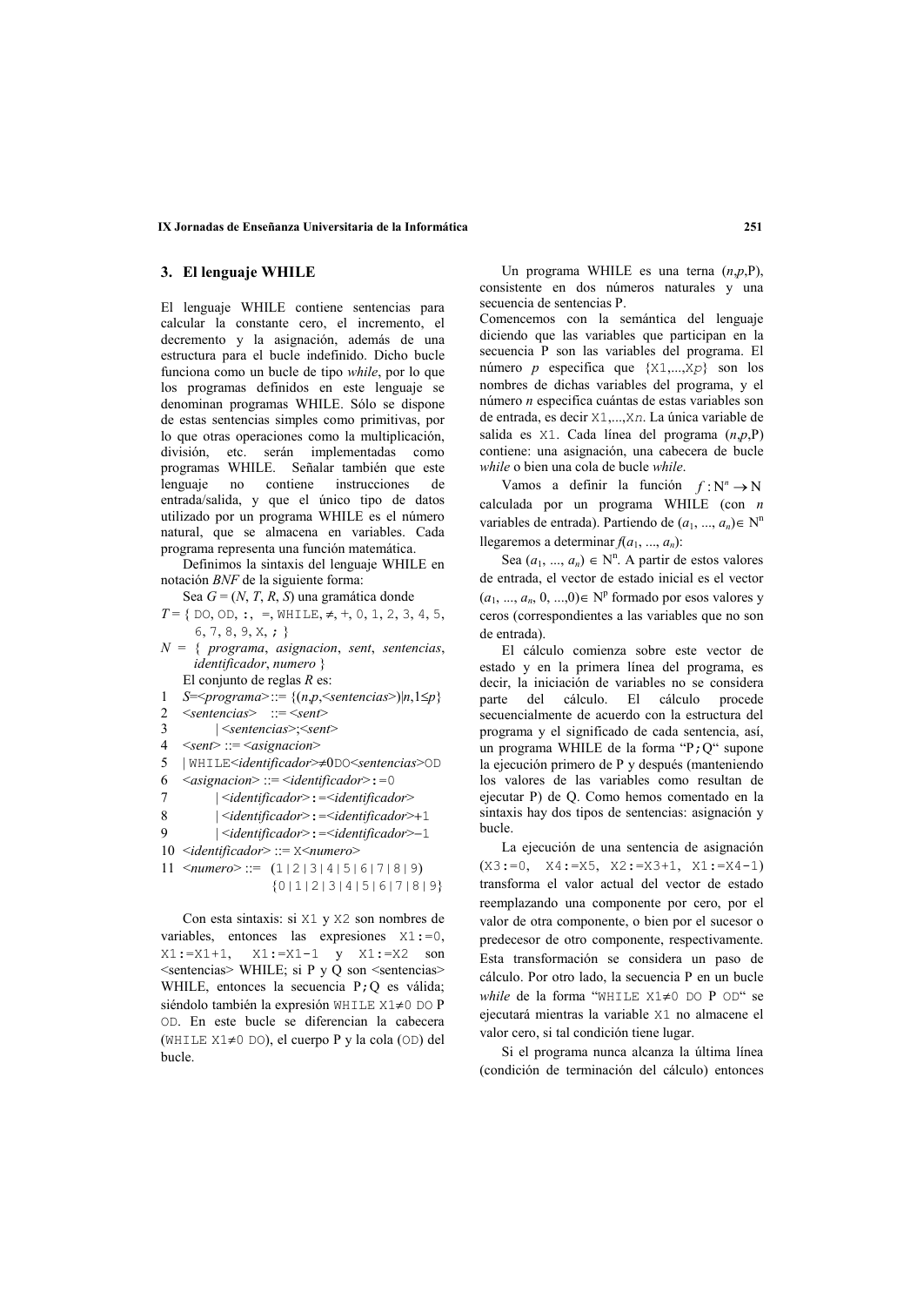## 3. El lenguaje WHILE

El lenguaje WHILE contiene sentencias para calcular la constante cero, el incremento, el decremento y la asignación, además de una estructura para el bucle indefinido. Dicho bucle funciona como un bucle de tipo *while*, por lo que los programas definidos en este lenguaje se denominan programas WHILE. Sólo se dispone de estas sentencias simples como primitivas, por lo que otras operaciones como la multiplicación, división, etc. serán implementadas como programas WHILE. Señalar también que este lenguaje no contiene instrucciones de entrada/salida, y que el único tipo de datos utilizado por un programa WHILE es el número natural, que se almacena en variables. Cada programa representa una función matemática.

Definimos la sintaxis del lenguaje WHILE en notación *BNF* de la siguiente forma:

Sea $G = (N, T, R, S)$ una gramática donde

$T$ = { DO, OD, :, =, WHILE, ≠, +, 0, 1, 2, 3, 4, 5, 6, 7, 8, 9, X, ; }

$N$ = { *programa*, *asignacion*, *sent*, *sentencias*, *identificador*, *numero* }

El conjunto de reglas *R* es:

```
1   S=<programa> ::= {(n,p,<sentencias>)|n,1≤p}
2   <sentencias>  ::= <sent>
3          | <sentencias>;<sent>
4   <sent> ::= <asignacion>
5   | WHILE<identificador>≠0DO<sentencias>OD
6   <asignacion> ::= <identificador>:=0
7          | <identificador>:=<identificador>
8          | <identificador>:=<identificador>+1
9          | <identificador>:=<identificador>–1
10  <identificador> ::= X<numero>
11  <numero> ::=  (1|2|3|4|5|6|7|8|9)
                  {0|1|2|3|4|5|6|7|8|9}
```

Con esta sintaxis: si X1 y X2 son nombres de variables, entonces las expresiones X1:=0, X1:=X1+1, X1:=X1-1 y X1:=X2 son <sentencias> WHILE; si P y Q son <sentencias> WHILE, entonces la secuencia P;Q es válida; siéndolo también la expresión WHILE X1≠0 DO P OD. En este bucle se diferencian la cabecera (WHILE X1≠0 DO), el cuerpo P y la cola (OD) del bucle.

Un programa WHILE es una terna $(n,p,P)$, consistente en dos números naturales y una secuencia de sentencias P.

Comencemos con la semántica del lenguaje diciendo que las variables que participan en la secuencia P son las variables del programa. El número $p$ especifica que {X1,...,X*p*} son los nombres de dichas variables del programa, y el número $n$ especifica cuántas de estas variables son de entrada, es decir X1,...,X*n*. La única variable de salida es X1. Cada línea del programa $(n,p,P)$ contiene: una asignación, una cabecera de bucle *while* o bien una cola de bucle *while*.

Vamos a definir la función $f : \mathrm{N}^n \rightarrow \mathrm{N}$ calculada por un programa WHILE (con $n$ variables de entrada). Partiendo de $(a_1, ..., a_n) \in \mathrm{N}^n$ llegaremos a determinar $f(a_1, ..., a_n)$:

Sea $(a_1, ..., a_n) \in \mathrm{N}^n$. A partir de estos valores de entrada, el vector de estado inicial es el vector $(a_1, ..., a_n, 0, ...,0) \in \mathrm{N}^p$ formado por esos valores y ceros (correspondientes a las variables que no son de entrada).

El cálculo comienza sobre este vector de estado y en la primera línea del programa, es decir, la iniciación de variables no se considera parte del cálculo. El cálculo procede secuencialmente de acuerdo con la estructura del programa y el significado de cada sentencia, así, un programa WHILE de la forma "P;Q" supone la ejecución primero de P y después (manteniendo los valores de las variables como resultan de ejecutar P) de Q. Como hemos comentado en la sintaxis hay dos tipos de sentencias: asignación y bucle.

La ejecución de una sentencia de asignación (X3:=0, X4:=X5, X2:=X3+1, X1:=X4-1) transforma el valor actual del vector de estado reemplazando una componente por cero, por el valor de otra componente, o bien por el sucesor o predecesor de otro componente, respectivamente. Esta transformación se considera un paso de cálculo. Por otro lado, la secuencia P en un bucle *while* de la forma "WHILE X1≠0 DO P OD" se ejecutará mientras la variable X1 no almacene el valor cero, si tal condición tiene lugar.

Si el programa nunca alcanza la última línea (condición de terminación del cálculo) entonces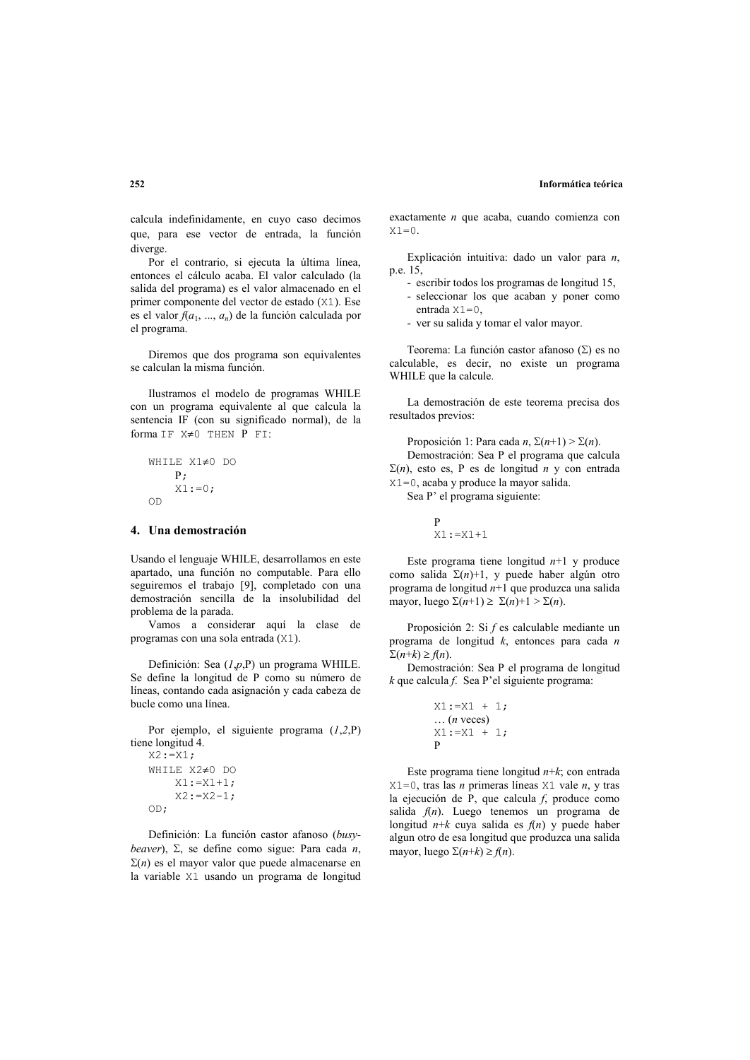calcula indefinidamente, en cuyo caso decimos que, para ese vector de entrada, la función diverge.

Por el contrario, si ejecuta la última línea, entonces el cálculo acaba. El valor calculado (la salida del programa) es el valor almacenado en el primer componente del vector de estado (X1). Ese es el valor $f(a_1, ..., a_n)$ de la función calculada por el programa.

Diremos que dos programa son equivalentes se calculan la misma función.

Ilustramos el modelo de programas WHILE con un programa equivalente al que calcula la sentencia IF (con su significado normal), de la forma `IF X≠0 THEN P FI`:

```
WHILE X1≠0 DO
     P;
     X1:=0;
OD
```

## 4. Una demostración

Usando el lenguaje WHILE, desarrollamos en este apartado, una función no computable. Para ello seguiremos el trabajo [9], completado con una demostración sencilla de la insolubilidad del problema de la parada.

Vamos a considerar aquí la clase de programas con una sola entrada (X1).

Definición: Sea $(1,p,P)$ un programa WHILE. Se define la longitud de P como su número de líneas, contando cada asignación y cada cabeza de bucle como una línea.

Por ejemplo, el siguiente programa $(1,2,P)$ tiene longitud 4.

```
X2:=X1;
WHILE X2≠0 DO
     X1:=X1+1;
     X2:=X2-1;
OD;
```

Definición: La función castor afanoso (*busy-beaver*), $\Sigma$, se define como sigue: Para cada $n$, $\Sigma(n)$ es el mayor valor que puede almacenarse en la variable X1 usando un programa de longitud exactamente $n$ que acaba, cuando comienza con X1=0.

Explicación intuitiva: dado un valor para $n$, p.e. 15,

- escribir todos los programas de longitud 15,
- seleccionar los que acaban y poner como entrada X1=0,
- ver su salida y tomar el valor mayor.

Teorema: La función castor afanoso ($\Sigma$) es no calculable, es decir, no existe un programa WHILE que la calcule.

La demostración de este teorema precisa dos resultados previos:

Proposición 1: Para cada $n$, $\Sigma(n+1) > \Sigma(n)$.

Demostración: Sea P el programa que calcula $\Sigma(n)$, esto es, P es de longitud $n$ y con entrada X1=0, acaba y produce la mayor salida.

Sea P' el programa siguiente:

```
P
X1:=X1+1
```

Este programa tiene longitud $n$+1 y produce como salida $\Sigma(n)$+1, y puede haber algún otro programa de longitud $n$+1 que produzca una salida mayor, luego $\Sigma(n+1) \geq \Sigma(n)+1 > \Sigma(n)$.

Proposición 2: Si $f$ es calculable mediante un programa de longitud $k$, entonces para cada $n$ $\Sigma(n+k) \geq f(n)$.

Demostración: Sea P el programa de longitud $k$ que calcula $f$. Sea P'el siguiente programa:

```
X1:=X1 + 1;
… (n veces)
X1:=X1 + 1;
P
```

Este programa tiene longitud $n$+$k$; con entrada X1=0, tras las $n$ primeras líneas X1 vale $n$, y tras la ejecución de P, que calcula $f$, produce como salida $f(n)$. Luego tenemos un programa de longitud $n$+$k$ cuya salida es $f(n)$ y puede haber algun otro de esa longitud que produzca una salida mayor, luego $\Sigma(n+k) \geq f(n)$.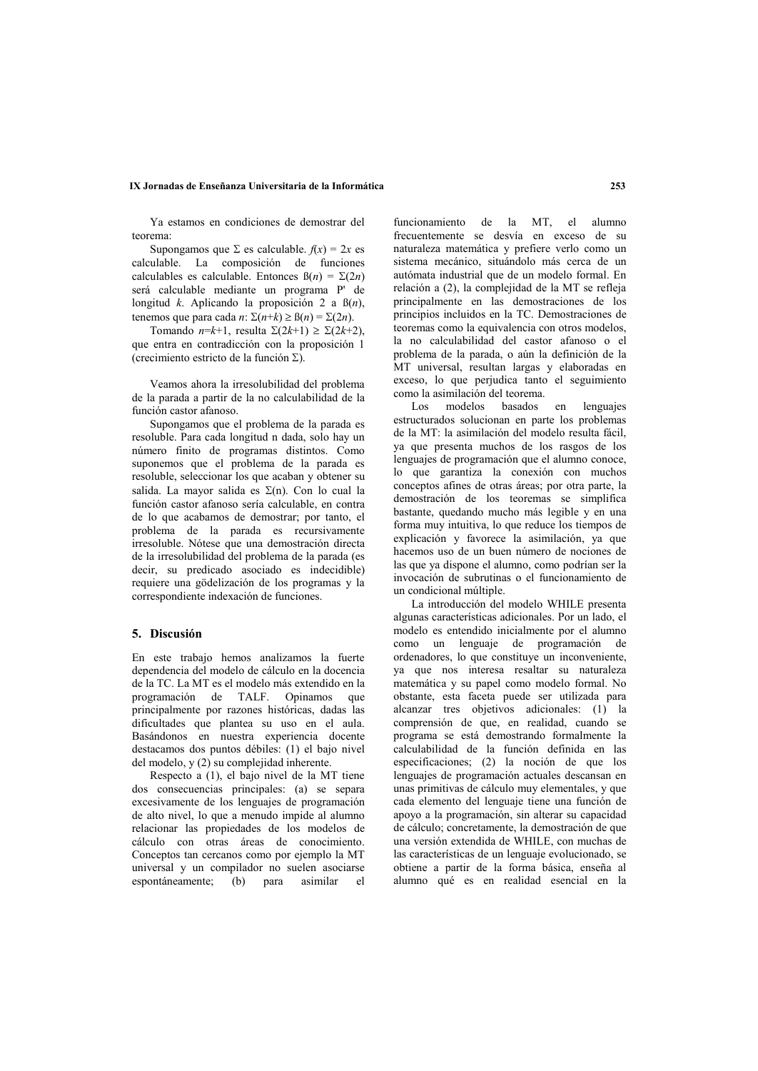Ya estamos en condiciones de demostrar del teorema:

Supongamos que $\Sigma$ es calculable. $f(x) = 2x$ es calculable. La composición de funciones calculables es calculable. Entonces $ß(n) = \Sigma(2n)$ será calculable mediante un programa P' de longitud $k$. Aplicando la proposición 2 a $ß(n)$, tenemos que para cada $n$: $\Sigma(n+k) \geq ß(n) = \Sigma(2n)$.

Tomando $n=k+1$, resulta $\Sigma(2k+1) \geq \Sigma(2k+2)$, que entra en contradicción con la proposición 1 (crecimiento estricto de la función $\Sigma$).

Veamos ahora la irresolubilidad del problema de la parada a partir de la no calculabilidad de la función castor afanoso.

Supongamos que el problema de la parada es resoluble. Para cada longitud n dada, solo hay un número finito de programas distintos. Como suponemos que el problema de la parada es resoluble, seleccionar los que acaban y obtener su salida. La mayor salida es $\Sigma$(n). Con lo cual la función castor afanoso sería calculable, en contra de lo que acabamos de demostrar; por tanto, el problema de la parada es recursivamente irresoluble. Nótese que una demostración directa de la irresolubilidad del problema de la parada (es decir, su predicado asociado es indecidible) requiere una gödelización de los programas y la correspondiente indexación de funciones.

## 5. Discusión

En este trabajo hemos analizamos la fuerte dependencia del modelo de cálculo en la docencia de la TC. La MT es el modelo más extendido en la programación de TALF. Opinamos que principalmente por razones históricas, dadas las dificultades que plantea su uso en el aula. Basándonos en nuestra experiencia docente destacamos dos puntos débiles: (1) el bajo nivel del modelo, y (2) su complejidad inherente.

Respecto a (1), el bajo nivel de la MT tiene dos consecuencias principales: (a) se separa excesivamente de los lenguajes de programación de alto nivel, lo que a menudo impide al alumno relacionar las propiedades de los modelos de cálculo con otras áreas de conocimiento. Conceptos tan cercanos como por ejemplo la MT universal y un compilador no suelen asociarse espontáneamente; (b) para asimilar el funcionamiento de la MT, el alumno frecuentemente se desvía en exceso de su naturaleza matemática y prefiere verlo como un sistema mecánico, situándolo más cerca de un autómata industrial que de un modelo formal. En relación a (2), la complejidad de la MT se refleja principalmente en las demostraciones de los principios incluidos en la TC. Demostraciones de teoremas como la equivalencia con otros modelos, la no calculabilidad del castor afanoso o el problema de la parada, o aún la definición de la MT universal, resultan largas y elaboradas en exceso, lo que perjudica tanto el seguimiento como la asimilación del teorema.

Los modelos basados en lenguajes estructurados solucionan en parte los problemas de la MT: la asimilación del modelo resulta fácil, ya que presenta muchos de los rasgos de los lenguajes de programación que el alumno conoce, lo que garantiza la conexión con muchos conceptos afines de otras áreas; por otra parte, la demostración de los teoremas se simplifica bastante, quedando mucho más legible y en una forma muy intuitiva, lo que reduce los tiempos de explicación y favorece la asimilación, ya que hacemos uso de un buen número de nociones de las que ya dispone el alumno, como podrían ser la invocación de subrutinas o el funcionamiento de un condicional múltiple.

La introducción del modelo WHILE presenta algunas características adicionales. Por un lado, el modelo es entendido inicialmente por el alumno como un lenguaje de programación de ordenadores, lo que constituye un inconveniente, ya que nos interesa resaltar su naturaleza matemática y su papel como modelo formal. No obstante, esta faceta puede ser utilizada para alcanzar tres objetivos adicionales: (1) la comprensión de que, en realidad, cuando se programa se está demostrando formalmente la calculabilidad de la función definida en las especificaciones; (2) la noción de que los lenguajes de programación actuales descansan en unas primitivas de cálculo muy elementales, y que cada elemento del lenguaje tiene una función de apoyo a la programación, sin alterar su capacidad de cálculo; concretamente, la demostración de que una versión extendida de WHILE, con muchas de las características de un lenguaje evolucionado, se obtiene a partir de la forma básica, enseña al alumno qué es en realidad esencial en la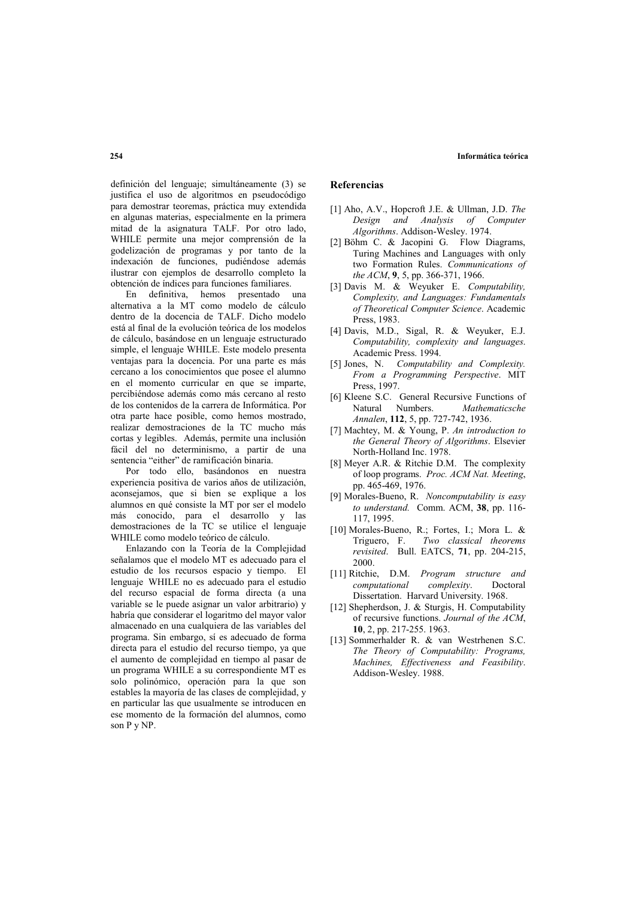definición del lenguaje; simultáneamente (3) se justifica el uso de algoritmos en pseudocódigo para demostrar teoremas, práctica muy extendida en algunas materias, especialmente en la primera mitad de la asignatura TALF. Por otro lado, WHILE permite una mejor comprensión de la godelización de programas y por tanto de la indexación de funciones, pudiéndose además ilustrar con ejemplos de desarrollo completo la obtención de índices para funciones familiares.

En definitiva, hemos presentado una alternativa a la MT como modelo de cálculo dentro de la docencia de TALF. Dicho modelo está al final de la evolución teórica de los modelos de cálculo, basándose en un lenguaje estructurado simple, el lenguaje WHILE. Este modelo presenta ventajas para la docencia. Por una parte es más cercano a los conocimientos que posee el alumno en el momento curricular en que se imparte, percibiéndose además como más cercano al resto de los contenidos de la carrera de Informática. Por otra parte hace posible, como hemos mostrado, realizar demostraciones de la TC mucho más cortas y legibles. Además, permite una inclusión fácil del no determinismo, a partir de una sentencia "either" de ramificación binaria.

Por todo ello, basándonos en nuestra experiencia positiva de varios años de utilización, aconsejamos, que si bien se explique a los alumnos en qué consiste la MT por ser el modelo más conocido, para el desarrollo y las demostraciones de la TC se utilice el lenguaje WHILE como modelo teórico de cálculo.

Enlazando con la Teoría de la Complejidad señalamos que el modelo MT es adecuado para el estudio de los recursos espacio y tiempo. El lenguaje WHILE no es adecuado para el estudio del recurso espacial de forma directa (a una variable se le puede asignar un valor arbitrario) y habría que considerar el logaritmo del mayor valor almacenado en una cualquiera de las variables del programa. Sin embargo, sí es adecuado de forma directa para el estudio del recurso tiempo, ya que el aumento de complejidad en tiempo al pasar de un programa WHILE a su correspondiente MT es solo polinómico, operación para la que son estables la mayoría de las clases de complejidad, y en particular las que usualmente se introducen en ese momento de la formación del alumnos, como son P y NP.

## Referencias

[1] Aho, A.V., Hopcroft J.E. & Ullman, J.D. *The Design and Analysis of Computer Algorithms*. Addison-Wesley. 1974.

[2] Böhm C. & Jacopini G. Flow Diagrams, Turing Machines and Languages with only two Formation Rules. *Communications of the ACM*, **9**, 5, pp. 366-371, 1966.

[3] Davis M. & Weyuker E. *Computability, Complexity, and Languages: Fundamentals of Theoretical Computer Science*. Academic Press, 1983.

[4] Davis, M.D., Sigal, R. & Weyuker, E.J. *Computability, complexity and languages*. Academic Press. 1994.

[5] Jones, N. *Computability and Complexity. From a Programming Perspective*. MIT Press, 1997.

[6] Kleene S.C. General Recursive Functions of Natural Numbers. *Mathematicsche Annalen*, **112**, 5, pp. 727-742, 1936.

[7] Machtey, M. & Young, P. *An introduction to the General Theory of Algorithms*. Elsevier North-Holland Inc. 1978.

[8] Meyer A.R. & Ritchie D.M. The complexity of loop programs. *Proc. ACM Nat. Meeting*, pp. 465-469, 1976.

[9] Morales-Bueno, R. *Noncomputability is easy to understand.* Comm. ACM, **38**, pp. 116-117, 1995.

[10] Morales-Bueno, R.; Fortes, I.; Mora L. & Triguero, F. *Two classical theorems revisited*. Bull. EATCS, **71**, pp. 204-215, 2000.

[11] Ritchie, D.M. *Program structure and computational complexity*. Doctoral Dissertation. Harvard University. 1968.

[12] Shepherdson, J. & Sturgis, H. Computability of recursive functions. *Journal of the ACM*, **10**, 2, pp. 217-255. 1963.

[13] Sommerhalder R. & van Westrhenen S.C. *The Theory of Computability: Programs, Machines, Effectiveness and Feasibility*. Addison-Wesley. 1988.